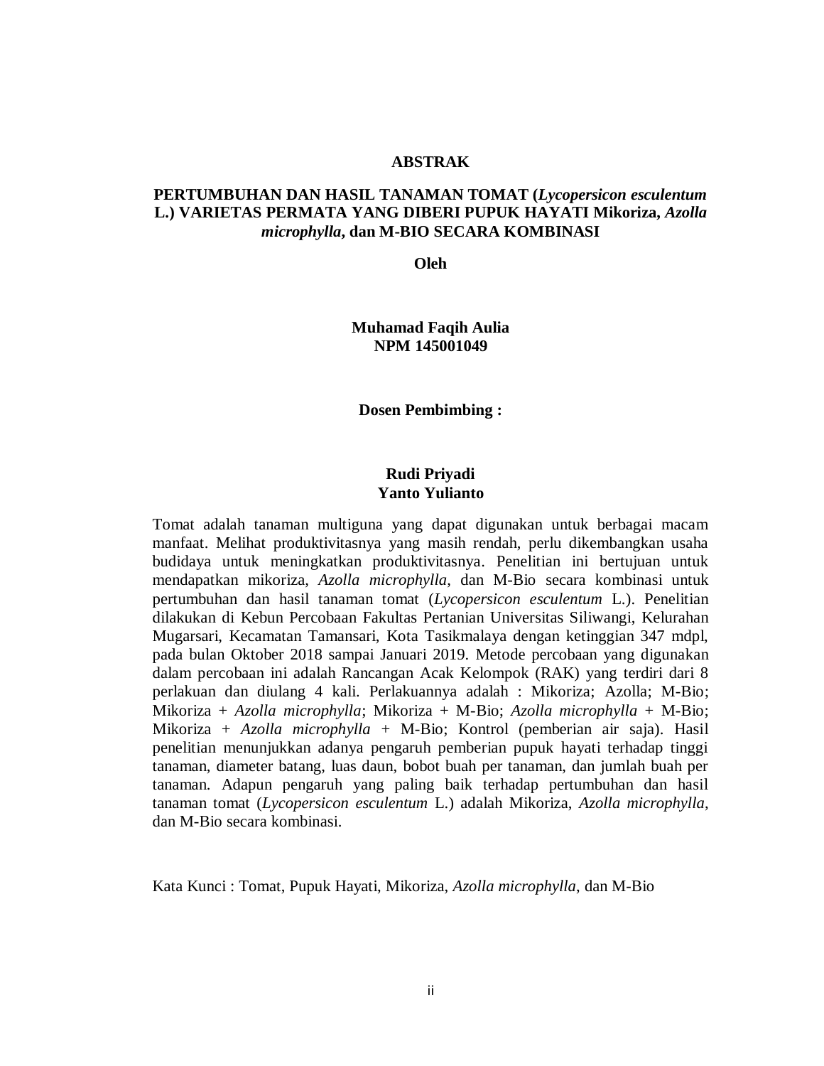# ABSTRAK

**PERTUMBUHAN DAN HASIL TANAMAN TOMAT (*Lycopersicon esculentum* L.) VARIETAS PERMATA YANG DIBERI PUPUK HAYATI Mikoriza, *Azolla microphylla*, dan M-BIO SECARA KOMBINASI**

**Oleh**

**Muhamad Faqih Aulia**
**NPM 145001049**

**Dosen Pembimbing :**

**Rudi Priyadi**
**Yanto Yulianto**

Tomat adalah tanaman multiguna yang dapat digunakan untuk berbagai macam manfaat. Melihat produktivitasnya yang masih rendah, perlu dikembangkan usaha budidaya untuk meningkatkan produktivitasnya. Penelitian ini bertujuan untuk mendapatkan mikoriza, *Azolla microphylla*, dan M-Bio secara kombinasi untuk pertumbuhan dan hasil tanaman tomat (*Lycopersicon esculentum* L.). Penelitian dilakukan di Kebun Percobaan Fakultas Pertanian Universitas Siliwangi, Kelurahan Mugarsari, Kecamatan Tamansari, Kota Tasikmalaya dengan ketinggian 347 mdpl, pada bulan Oktober 2018 sampai Januari 2019. Metode percobaan yang digunakan dalam percobaan ini adalah Rancangan Acak Kelompok (RAK) yang terdiri dari 8 perlakuan dan diulang 4 kali. Perlakuannya adalah : Mikoriza; Azolla; M-Bio; Mikoriza + *Azolla microphylla*; Mikoriza + M-Bio; *Azolla microphylla* + M-Bio; Mikoriza + *Azolla microphylla* + M-Bio; Kontrol (pemberian air saja). Hasil penelitian menunjukkan adanya pengaruh pemberian pupuk hayati terhadap tinggi tanaman, diameter batang, luas daun, bobot buah per tanaman, dan jumlah buah per tanaman. Adapun pengaruh yang paling baik terhadap pertumbuhan dan hasil tanaman tomat (*Lycopersicon esculentum* L.) adalah Mikoriza, *Azolla microphylla*, dan M-Bio secara kombinasi.

Kata Kunci : Tomat, Pupuk Hayati, Mikoriza, *Azolla microphylla*, dan M-Bio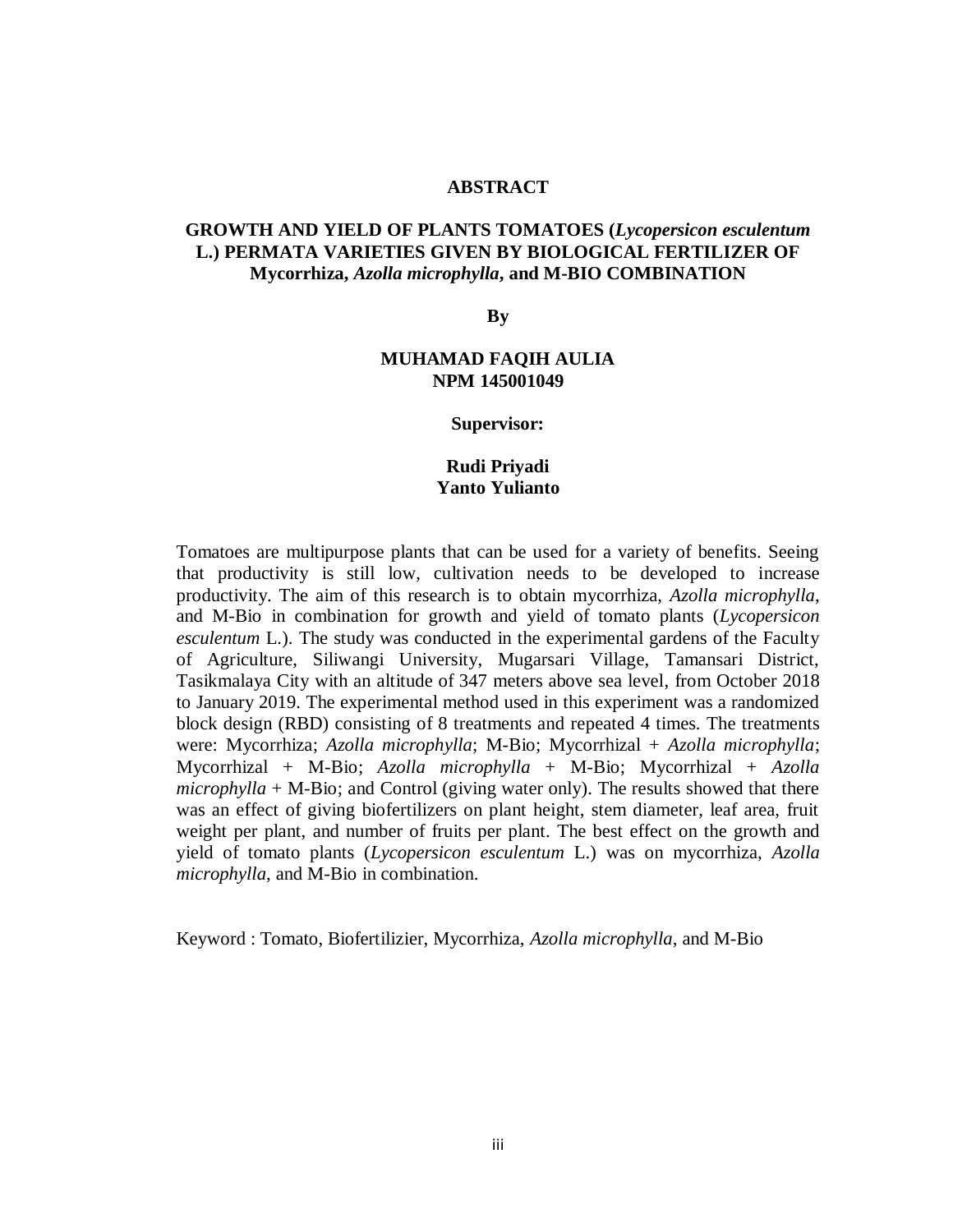# ABSTRACT

## GROWTH AND YIELD OF PLANTS TOMATOES (*Lycopersicon esculentum* L.) PERMATA VARIETIES GIVEN BY BIOLOGICAL FERTILIZER OF Mycorrhiza, *Azolla microphylla*, and M-BIO COMBINATION

**By**

**MUHAMAD FAQIH AULIA**
**NPM 145001049**

**Supervisor:**

**Rudi Priyadi**
**Yanto Yulianto**

Tomatoes are multipurpose plants that can be used for a variety of benefits. Seeing that productivity is still low, cultivation needs to be developed to increase productivity. The aim of this research is to obtain mycorrhiza, *Azolla microphylla*, and M-Bio in combination for growth and yield of tomato plants (*Lycopersicon esculentum* L.). The study was conducted in the experimental gardens of the Faculty of Agriculture, Siliwangi University, Mugarsari Village, Tamansari District, Tasikmalaya City with an altitude of 347 meters above sea level, from October 2018 to January 2019. The experimental method used in this experiment was a randomized block design (RBD) consisting of 8 treatments and repeated 4 times. The treatments were: Mycorrhiza; *Azolla microphylla*; M-Bio; Mycorrhizal + *Azolla microphylla*; Mycorrhizal + M-Bio; *Azolla microphylla* + M-Bio; Mycorrhizal + *Azolla microphylla* + M-Bio; and Control (giving water only). The results showed that there was an effect of giving biofertilizers on plant height, stem diameter, leaf area, fruit weight per plant, and number of fruits per plant. The best effect on the growth and yield of tomato plants (*Lycopersicon esculentum* L.) was on mycorrhiza, *Azolla microphylla*, and M-Bio in combination.

Keyword : Tomato, Biofertilizier, Mycorrhiza, *Azolla microphylla*, and M-Bio